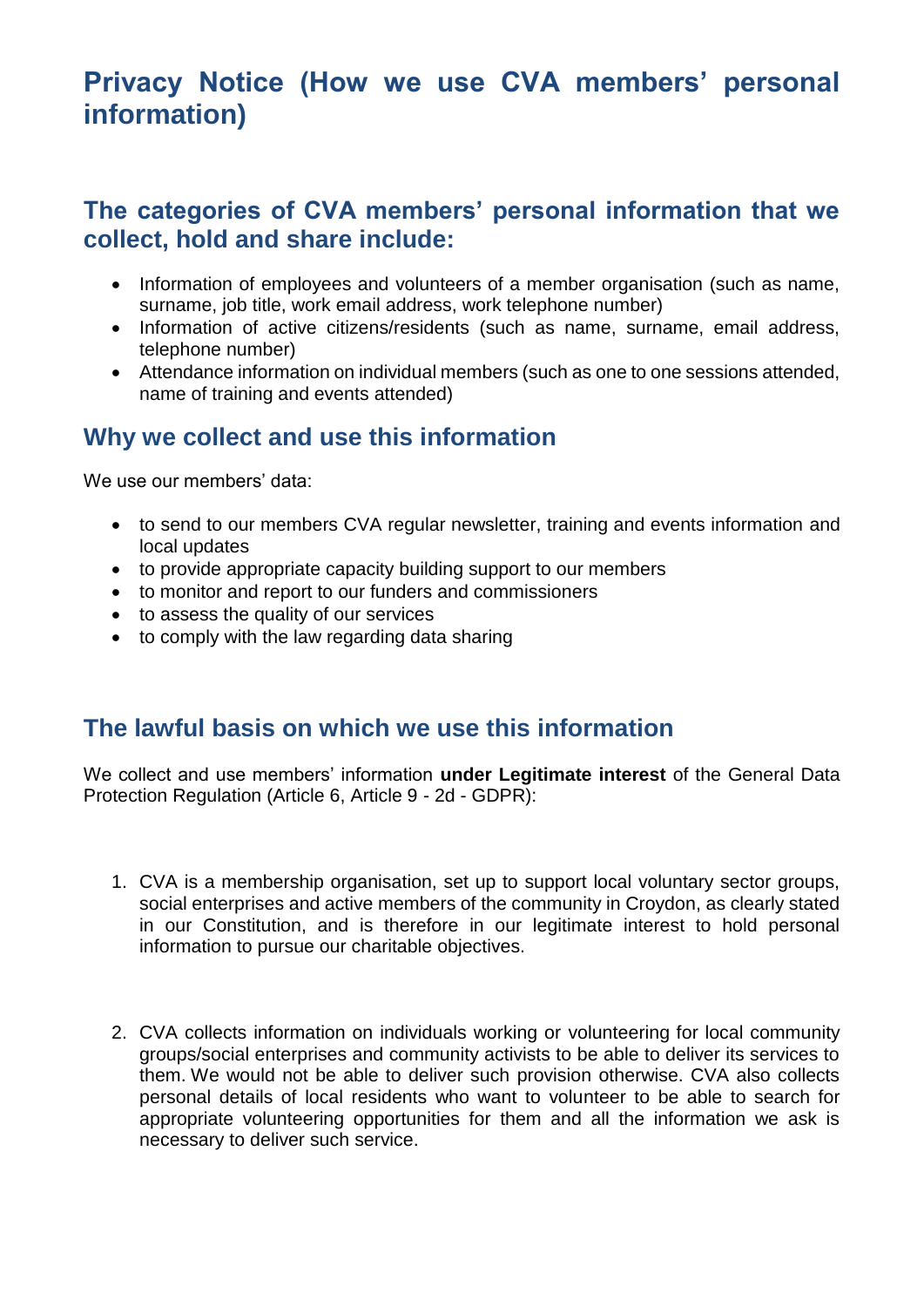# Privacy Notice (How we use CVA members' personal information)

## The categories of CVA members' personal information that we collect, hold and share include:

- Information of employees and volunteers of a member organisation (such as name, surname, job title, work email address, work telephone number)
- Information of active citizens/residents (such as name, surname, email address, telephone number)
- Attendance information on individual members (such as one to one sessions attended, name of training and events attended)

## Why we collect and use this information

We use our members' data:

- to send to our members CVA regular newsletter, training and events information and local updates
- to provide appropriate capacity building support to our members
- to monitor and report to our funders and commissioners
- to assess the quality of our services
- to comply with the law regarding data sharing

## The lawful basis on which we use this information

We collect and use members' information **under Legitimate interest** of the General Data Protection Regulation (Article 6, Article 9 - 2d - GDPR):

1. CVA is a membership organisation, set up to support local voluntary sector groups, social enterprises and active members of the community in Croydon, as clearly stated in our Constitution, and is therefore in our legitimate interest to hold personal information to pursue our charitable objectives.

2. CVA collects information on individuals working or volunteering for local community groups/social enterprises and community activists to be able to deliver its services to them. We would not be able to deliver such provision otherwise. CVA also collects personal details of local residents who want to volunteer to be able to search for appropriate volunteering opportunities for them and all the information we ask is necessary to deliver such service.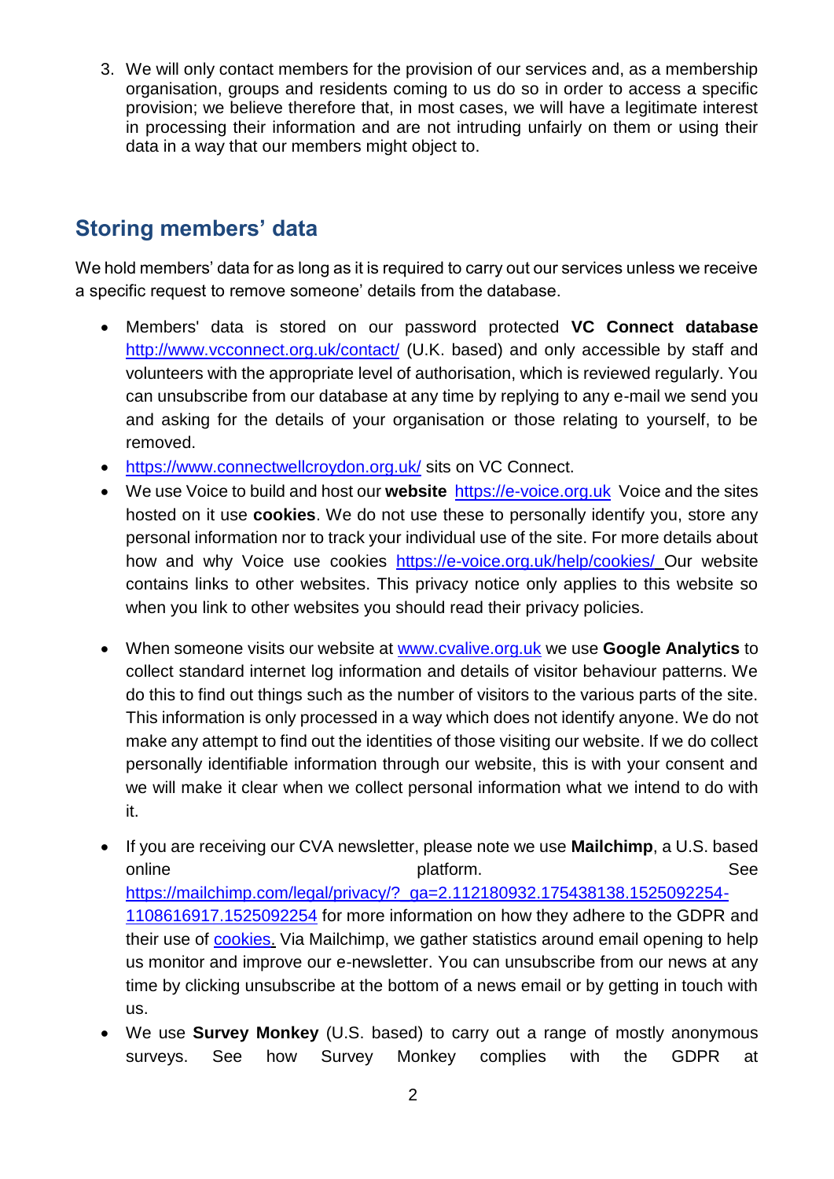3. We will only contact members for the provision of our services and, as a membership organisation, groups and residents coming to us do so in order to access a specific provision; we believe therefore that, in most cases, we will have a legitimate interest in processing their information and are not intruding unfairly on them or using their data in a way that our members might object to.

## Storing members' data

We hold members' data for as long as it is required to carry out our services unless we receive a specific request to remove someone' details from the database.

- Members' data is stored on our password protected **VC Connect database** [http://www.vcconnect.org.uk/contact/](http://www.vcconnect.org.uk/contact/) (U.K. based) and only accessible by staff and volunteers with the appropriate level of authorisation, which is reviewed regularly. You can unsubscribe from our database at any time by replying to any e-mail we send you and asking for the details of your organisation or those relating to yourself, to be removed.
- [https://www.connectwellcroydon.org.uk/](https://www.connectwellcroydon.org.uk/) sits on VC Connect.
- We use Voice to build and host our **website** [https://e-voice.org.uk](https://e-voice.org.uk) Voice and the sites hosted on it use **cookies**. We do not use these to personally identify you, store any personal information nor to track your individual use of the site. For more details about how and why Voice use cookies [https://e-voice.org.uk/help/cookies/](https://e-voice.org.uk/help/cookies/) Our website contains links to other websites. This privacy notice only applies to this website so when you link to other websites you should read their privacy policies.
- When someone visits our website at [www.cvalive.org.uk](http://www.cvalive.org.uk) we use **Google Analytics** to collect standard internet log information and details of visitor behaviour patterns. We do this to find out things such as the number of visitors to the various parts of the site. This information is only processed in a way which does not identify anyone. We do not make any attempt to find out the identities of those visiting our website. If we do collect personally identifiable information through our website, this is with your consent and we will make it clear when we collect personal information what we intend to do with it.
- If you are receiving our CVA newsletter, please note we use **Mailchimp**, a U.S. based online platform. See [https://mailchimp.com/legal/privacy/?_ga=2.112180932.175438138.1525092254-1108616917.1525092254](https://mailchimp.com/legal/privacy/?_ga=2.112180932.175438138.1525092254-1108616917.1525092254) for more information on how they adhere to the GDPR and their use of cookies. Via Mailchimp, we gather statistics around email opening to help us monitor and improve our e-newsletter. You can unsubscribe from our news at any time by clicking unsubscribe at the bottom of a news email or by getting in touch with us.
- We use **Survey Monkey** (U.S. based) to carry out a range of mostly anonymous surveys. See how Survey Monkey complies with the GDPR at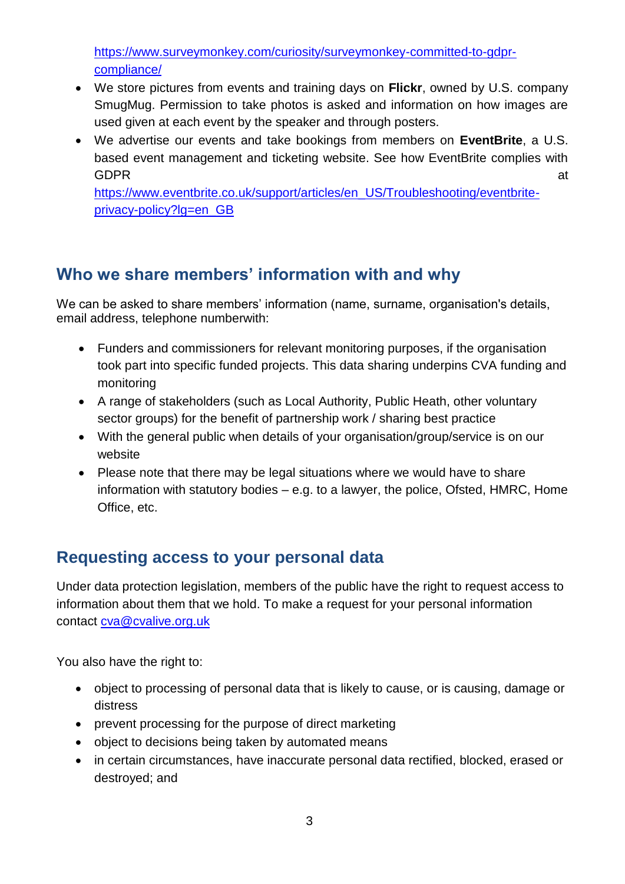https://www.surveymonkey.com/curiosity/surveymonkey-committed-to-gdpr-compliance/

- We store pictures from events and training days on **Flickr**, owned by U.S. company SmugMug. Permission to take photos is asked and information on how images are used given at each event by the speaker and through posters.
- We advertise our events and take bookings from members on **EventBrite**, a U.S. based event management and ticketing website. See how EventBrite complies with GDPR at https://www.eventbrite.co.uk/support/articles/en_US/Troubleshooting/eventbrite-privacy-policy?lg=en_GB

## Who we share members' information with and why

We can be asked to share members' information (name, surname, organisation's details, email address, telephone numberwith:

- Funders and commissioners for relevant monitoring purposes, if the organisation took part into specific funded projects. This data sharing underpins CVA funding and monitoring
- A range of stakeholders (such as Local Authority, Public Heath, other voluntary sector groups) for the benefit of partnership work / sharing best practice
- With the general public when details of your organisation/group/service is on our website
- Please note that there may be legal situations where we would have to share information with statutory bodies – e.g. to a lawyer, the police, Ofsted, HMRC, Home Office, etc.

## Requesting access to your personal data

Under data protection legislation, members of the public have the right to request access to information about them that we hold. To make a request for your personal information contact cva@cvalive.org.uk

You also have the right to:

- object to processing of personal data that is likely to cause, or is causing, damage or distress
- prevent processing for the purpose of direct marketing
- object to decisions being taken by automated means
- in certain circumstances, have inaccurate personal data rectified, blocked, erased or destroyed; and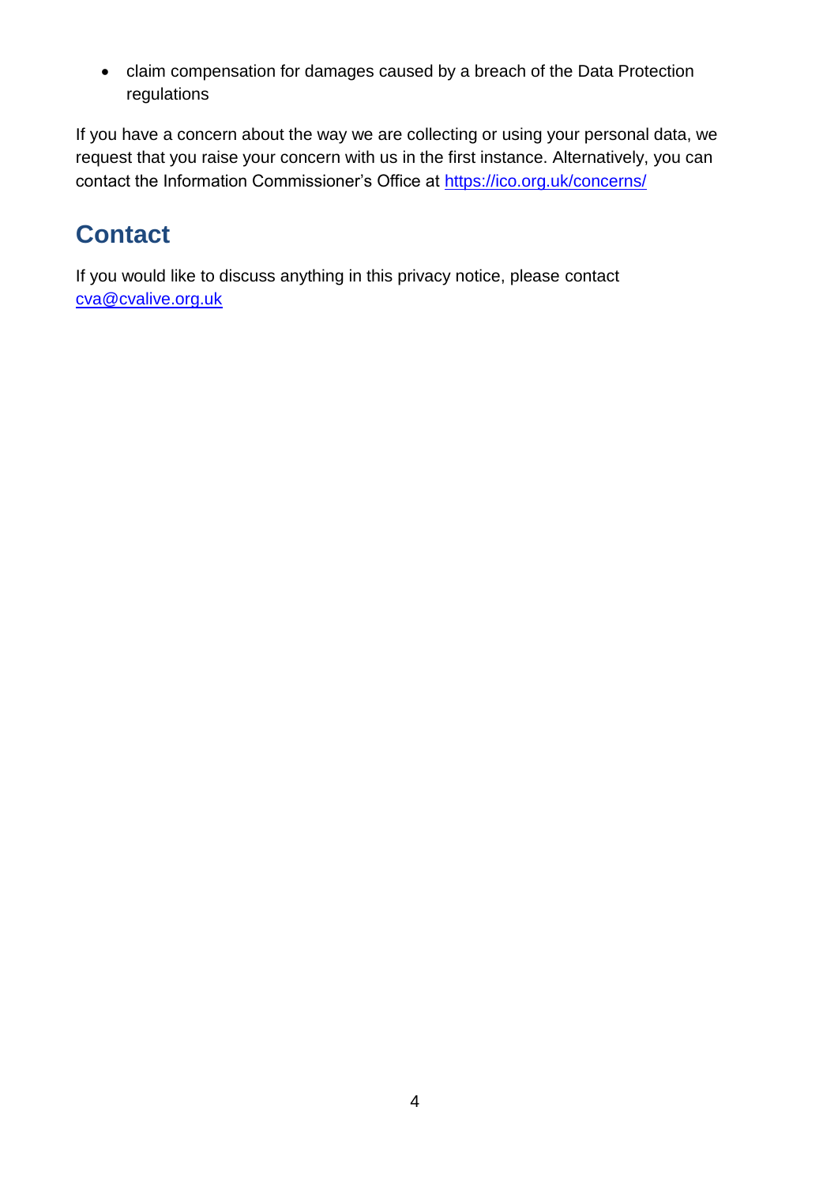- claim compensation for damages caused by a breach of the Data Protection regulations

If you have a concern about the way we are collecting or using your personal data, we request that you raise your concern with us in the first instance. Alternatively, you can contact the Information Commissioner's Office at https://ico.org.uk/concerns/

## Contact

If you would like to discuss anything in this privacy notice, please contact cva@cvalive.org.uk